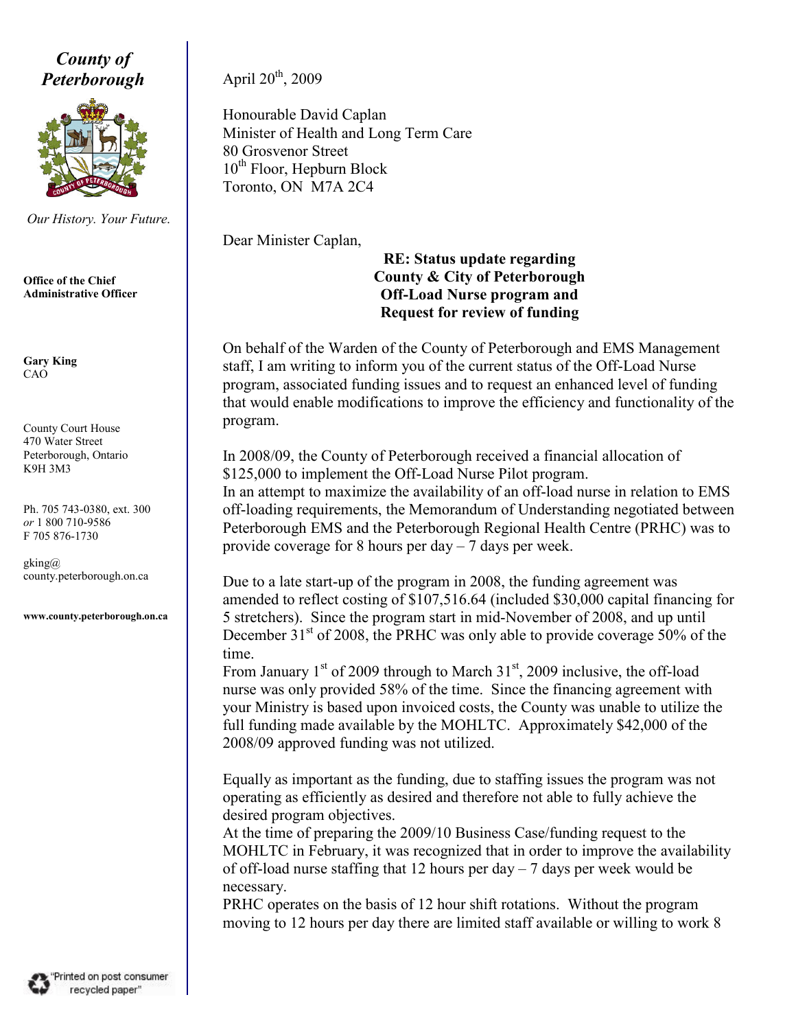# *County of Peterborough*

*Our History. Your Future.*

**Office of the Chief Administrative Officer**

**Gary King**
CAO

County Court House
470 Water Street
Peterborough, Ontario
K9H 3M3

Ph. 705 743-0380, ext. 300
*or* 1 800 710-9586
F 705 876-1730

gking@
county.peterborough.on.ca

**www.county.peterborough.on.ca**

"Printed on post consumer recycled paper"

---

April 20th, 2009

Honourable David Caplan
Minister of Health and Long Term Care
80 Grosvenor Street
10th Floor, Hepburn Block
Toronto, ON M7A 2C4

Dear Minister Caplan,

**RE: Status update regarding County & City of Peterborough Off-Load Nurse program and Request for review of funding**

On behalf of the Warden of the County of Peterborough and EMS Management staff, I am writing to inform you of the current status of the Off-Load Nurse program, associated funding issues and to request an enhanced level of funding that would enable modifications to improve the efficiency and functionality of the program.

In 2008/09, the County of Peterborough received a financial allocation of $125,000 to implement the Off-Load Nurse Pilot program.
In an attempt to maximize the availability of an off-load nurse in relation to EMS off-loading requirements, the Memorandum of Understanding negotiated between Peterborough EMS and the Peterborough Regional Health Centre (PRHC) was to provide coverage for 8 hours per day – 7 days per week.

Due to a late start-up of the program in 2008, the funding agreement was amended to reflect costing of $107,516.64 (included $30,000 capital financing for 5 stretchers). Since the program start in mid-November of 2008, and up until December 31st of 2008, the PRHC was only able to provide coverage 50% of the time.
From January 1st of 2009 through to March 31st, 2009 inclusive, the off-load nurse was only provided 58% of the time. Since the financing agreement with your Ministry is based upon invoiced costs, the County was unable to utilize the full funding made available by the MOHLTC. Approximately $42,000 of the 2008/09 approved funding was not utilized.

Equally as important as the funding, due to staffing issues the program was not operating as efficiently as desired and therefore not able to fully achieve the desired program objectives.
At the time of preparing the 2009/10 Business Case/funding request to the MOHLTC in February, it was recognized that in order to improve the availability of off-load nurse staffing that 12 hours per day – 7 days per week would be necessary.
PRHC operates on the basis of 12 hour shift rotations. Without the program moving to 12 hours per day there are limited staff available or willing to work 8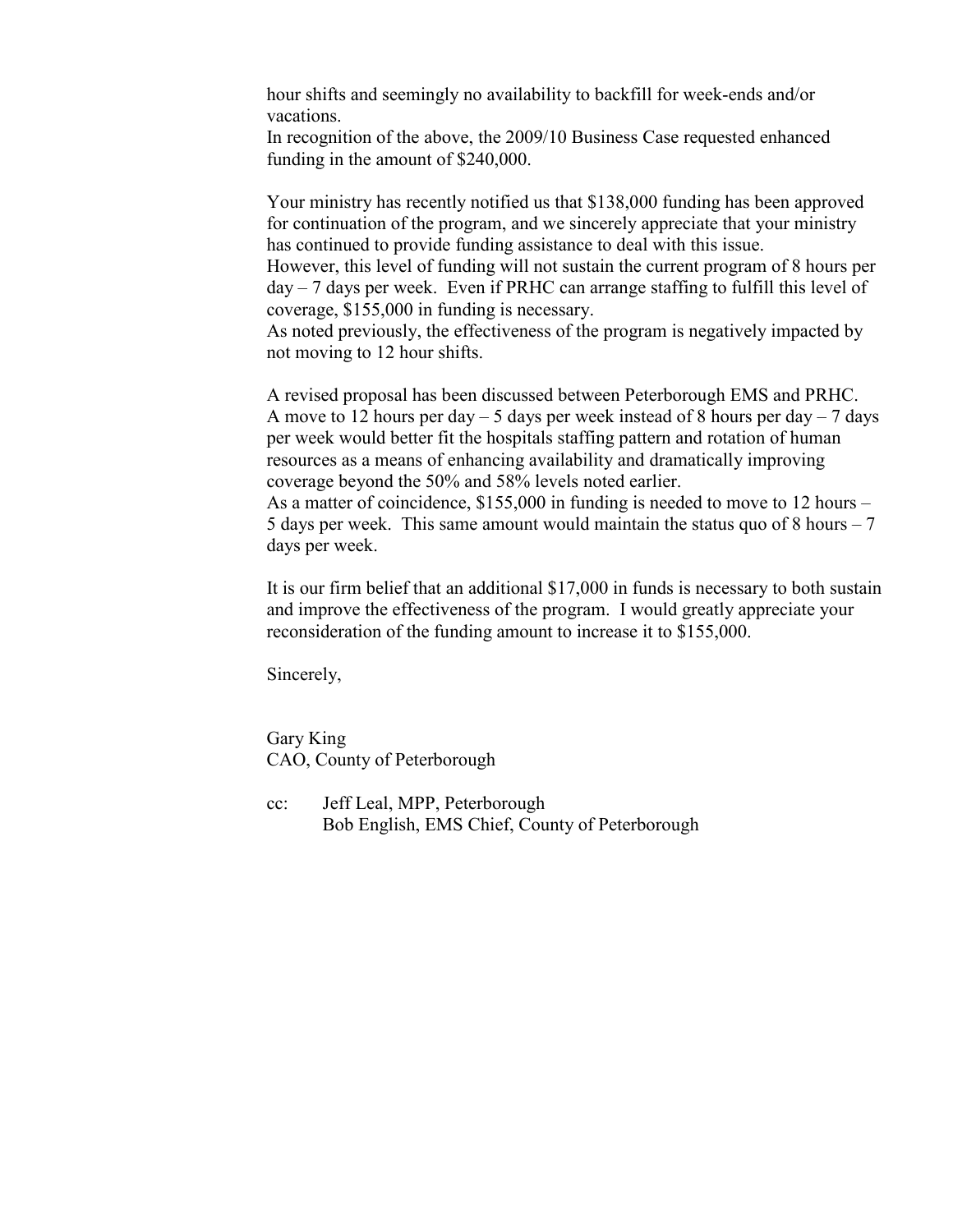hour shifts and seemingly no availability to backfill for week-ends and/or vacations.
In recognition of the above, the 2009/10 Business Case requested enhanced funding in the amount of $240,000.

Your ministry has recently notified us that $138,000 funding has been approved for continuation of the program, and we sincerely appreciate that your ministry has continued to provide funding assistance to deal with this issue.
However, this level of funding will not sustain the current program of 8 hours per day – 7 days per week. Even if PRHC can arrange staffing to fulfill this level of coverage, $155,000 in funding is necessary.
As noted previously, the effectiveness of the program is negatively impacted by not moving to 12 hour shifts.

A revised proposal has been discussed between Peterborough EMS and PRHC.
A move to 12 hours per day – 5 days per week instead of 8 hours per day – 7 days per week would better fit the hospitals staffing pattern and rotation of human resources as a means of enhancing availability and dramatically improving coverage beyond the 50% and 58% levels noted earlier.
As a matter of coincidence, $155,000 in funding is needed to move to 12 hours – 5 days per week. This same amount would maintain the status quo of 8 hours – 7 days per week.

It is our firm belief that an additional $17,000 in funds is necessary to both sustain and improve the effectiveness of the program. I would greatly appreciate your reconsideration of the funding amount to increase it to $155,000.

Sincerely,

Gary King
CAO, County of Peterborough

cc: Jeff Leal, MPP, Peterborough
Bob English, EMS Chief, County of Peterborough